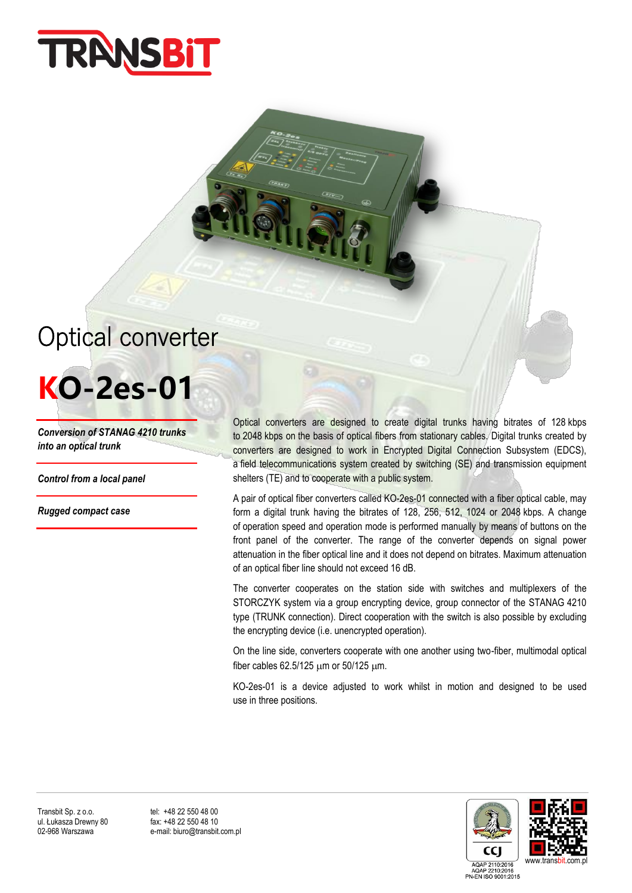# Optical converter

# KO-2es-01

***Conversion of STANAG 4210 trunks into an optical trunk***

***Control from a local panel***

***Rugged compact case***

Optical converters are designed to create digital trunks having bitrates of 128 kbps to 2048 kbps on the basis of optical fibers from stationary cables. Digital trunks created by converters are designed to work in Encrypted Digital Connection Subsystem (EDCS), a field telecommunications system created by switching (SE) and transmission equipment shelters (TE) and to cooperate with a public system.

A pair of optical fiber converters called KO-2es-01 connected with a fiber optical cable, may form a digital trunk having the bitrates of 128, 256, 512, 1024 or 2048 kbps. A change of operation speed and operation mode is performed manually by means of buttons on the front panel of the converter. The range of the converter depends on signal power attenuation in the fiber optical line and it does not depend on bitrates. Maximum attenuation of an optical fiber line should not exceed 16 dB.

The converter cooperates on the station side with switches and multiplexers of the STORCZYK system via a group encrypting device, group connector of the STANAG 4210 type (TRUNK connection). Direct cooperation with the switch is also possible by excluding the encrypting device (i.e. unencrypted operation).

On the line side, converters cooperate with one another using two-fiber, multimodal optical fiber cables 62.5/125 μm or 50/125 μm.

KO-2es-01 is a device adjusted to work whilst in motion and designed to be used use in three positions.

Transbit Sp. z o.o.
ul. Łukasza Drewny 80
02-968 Warszawa

tel: +48 22 550 48 00
fax: +48 22 550 48 10
e-mail: biuro@transbit.com.pl

AQAP 2110:2016
AQAP 2210:2016
PN-EN ISO 9001:2015

www.transbit.com.pl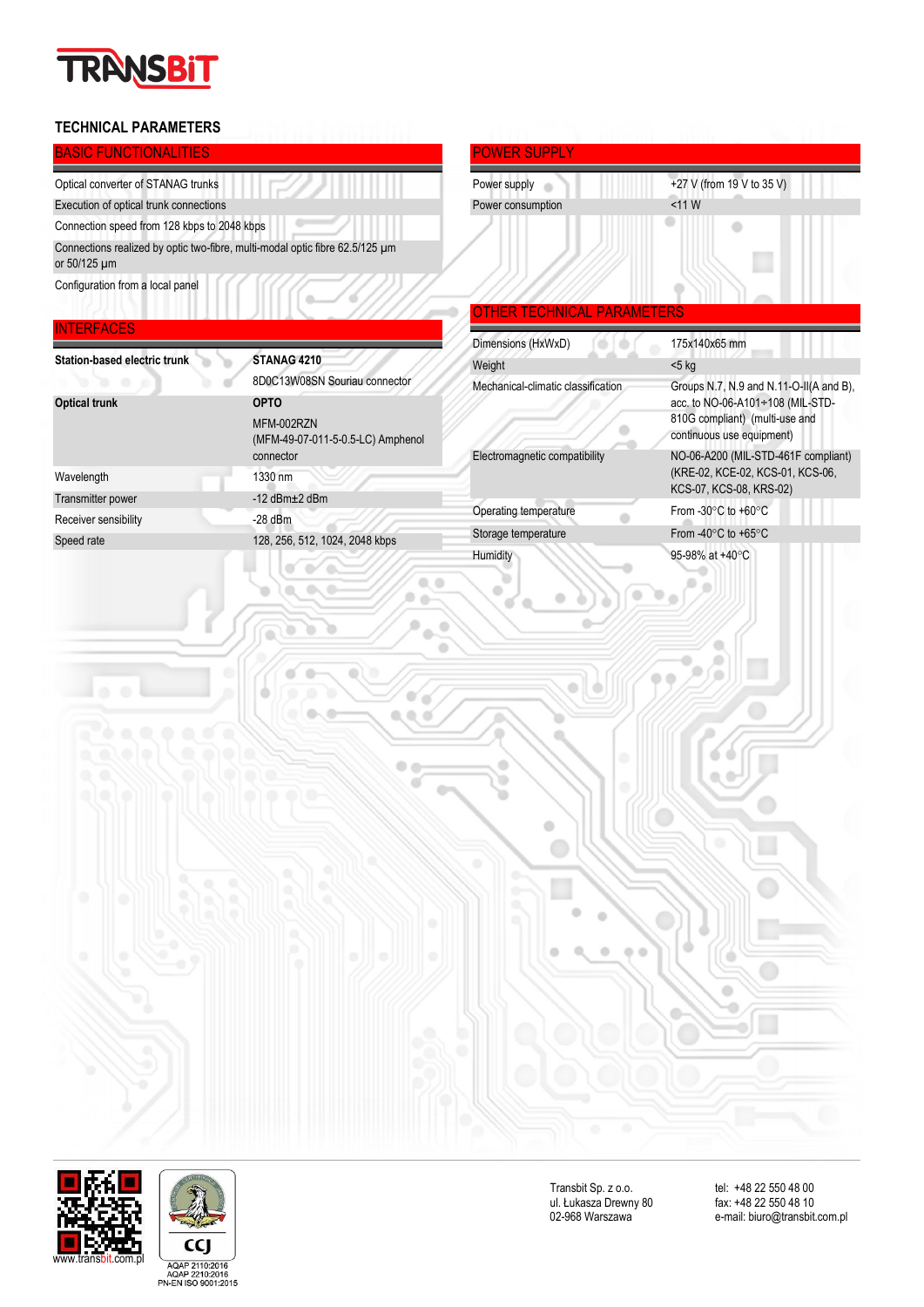## TECHNICAL PARAMETERS

### BASIC FUNCTIONALITIES

Optical converter of STANAG trunks

Execution of optical trunk connections

Connection speed from 128 kbps to 2048 kbps

Connections realized by optic two-fibre, multi-modal optic fibre 62.5/125 µm or 50/125 µm

Configuration from a local panel

### INTERFACES

| | |
|---|---|
| **Station-based electric trunk** | **STANAG 4210** |
| | 8D0C13W08SN Souriau connector |
| **Optical trunk** | **OPTO** |
| | MFM-002RZN (MFM-49-07-011-5-0.5-LC) Amphenol connector |
| Wavelength | 1330 nm |
| Transmitter power | -12 dBm±2 dBm |
| Receiver sensibility | -28 dBm |
| Speed rate | 128, 256, 512, 1024, 2048 kbps |

### POWER SUPPLY

| | |
|---|---|
| Power supply | +27 V (from 19 V to 35 V) |
| Power consumption | <11 W |

### OTHER TECHNICAL PARAMETERS

| | |
|---|---|
| Dimensions (HxWxD) | 175x140x65 mm |
| Weight | <5 kg |
| Mechanical-climatic classification | Groups N.7, N.9 and N.11-O-II(A and B), acc. to NO-06-A101÷108 (MIL-STD-810G compliant) (multi-use and continuous use equipment) |
| Electromagnetic compatibility | NO-06-A200 (MIL-STD-461F compliant) (KRE-02, KCE-02, KCS-01, KCS-06, KCS-07, KCS-08, KRS-02) |
| Operating temperature | From -30°C to +60°C |
| Storage temperature | From -40°C to +65°C |
| Humidity | 95-98% at +40°C |

www.transbit.com.pl

CCJ
AQAP 2110:2016
AQAP 2210:2016
PN-EN ISO 9001:2015

Transbit Sp. z o.o.
ul. Łukasza Drewny 80
02-968 Warszawa

tel: +48 22 550 48 00
fax: +48 22 550 48 10
e-mail: biuro@transbit.com.pl